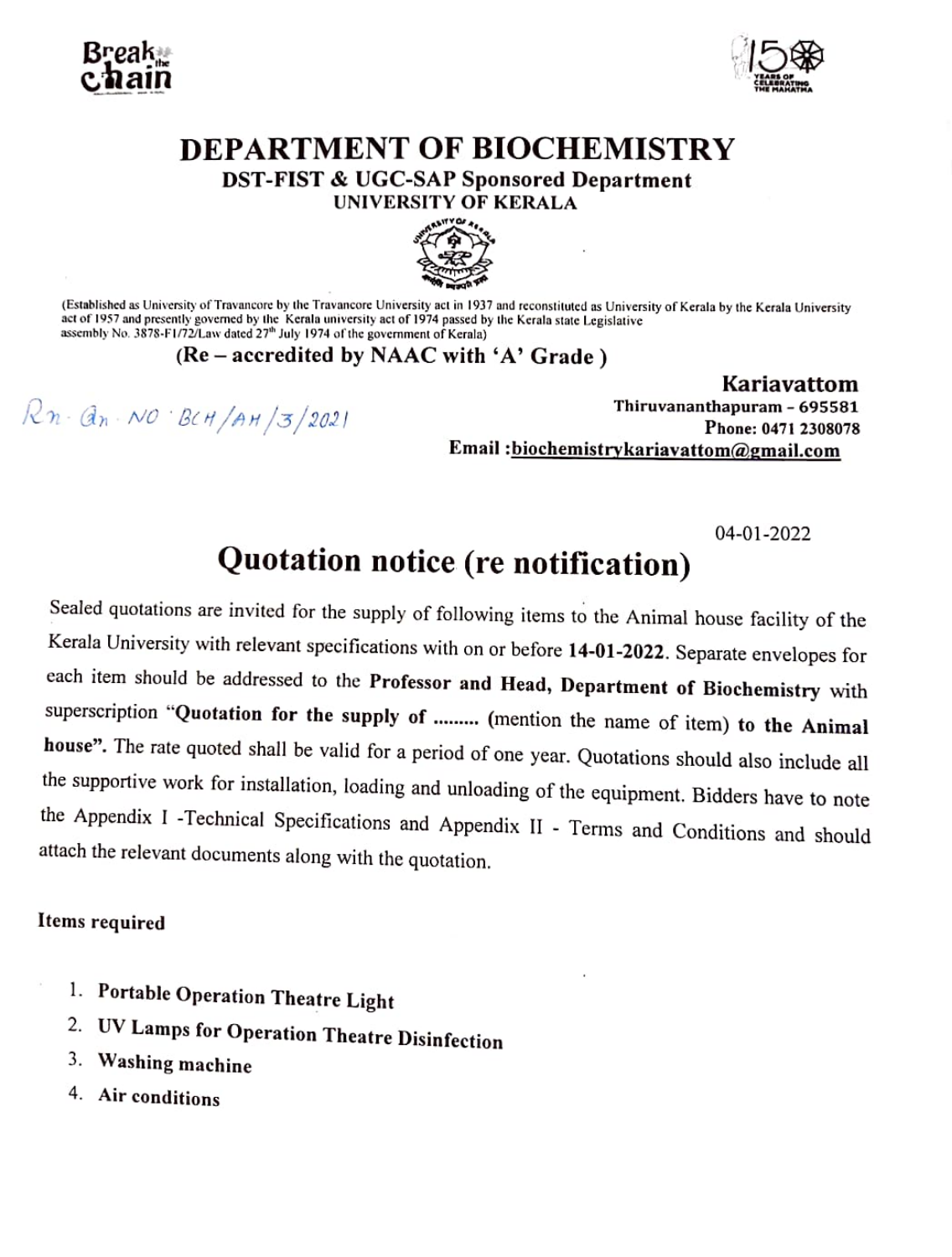Break the chain

150 YEARS OF CELEBRATING THE MAHATMA

# DEPARTMENT OF BIOCHEMISTRY

## DST-FIST & UGC-SAP Sponsored Department

### UNIVERSITY OF KERALA

(Established as University of Travancore by the Travancore University act in 1937 and reconstituted as University of Kerala by the Kerala University act of 1957 and presently governed by the Kerala university act of 1974 passed by the Kerala state Legislative assembly No. 3878-F1/72/Law dated 27th July 1974 of the government of Kerala)

**(Re – accredited by NAAC with 'A' Grade )**

Rn. Qn. NO. BCH/AH/3/2021

**Kariavattom**
**Thiruvananthapuram - 695581**
**Phone: 0471 2308078**
**Email :biochemistrykariavattom@gmail.com**

04-01-2022

# Quotation notice (re notification)

Sealed quotations are invited for the supply of following items to the Animal house facility of the Kerala University with relevant specifications with on or before **14-01-2022**. Separate envelopes for each item should be addressed to the **Professor and Head, Department of Biochemistry** with superscription **"Quotation for the supply of .........** (mention the name of item) **to the Animal house"**. The rate quoted shall be valid for a period of one year. Quotations should also include all the supportive work for installation, loading and unloading of the equipment. Bidders have to note the Appendix I -Technical Specifications and Appendix II - Terms and Conditions and should attach the relevant documents along with the quotation.

**Items required**

1. **Portable Operation Theatre Light**
2. **UV Lamps for Operation Theatre Disinfection**
3. **Washing machine**
4. **Air conditions**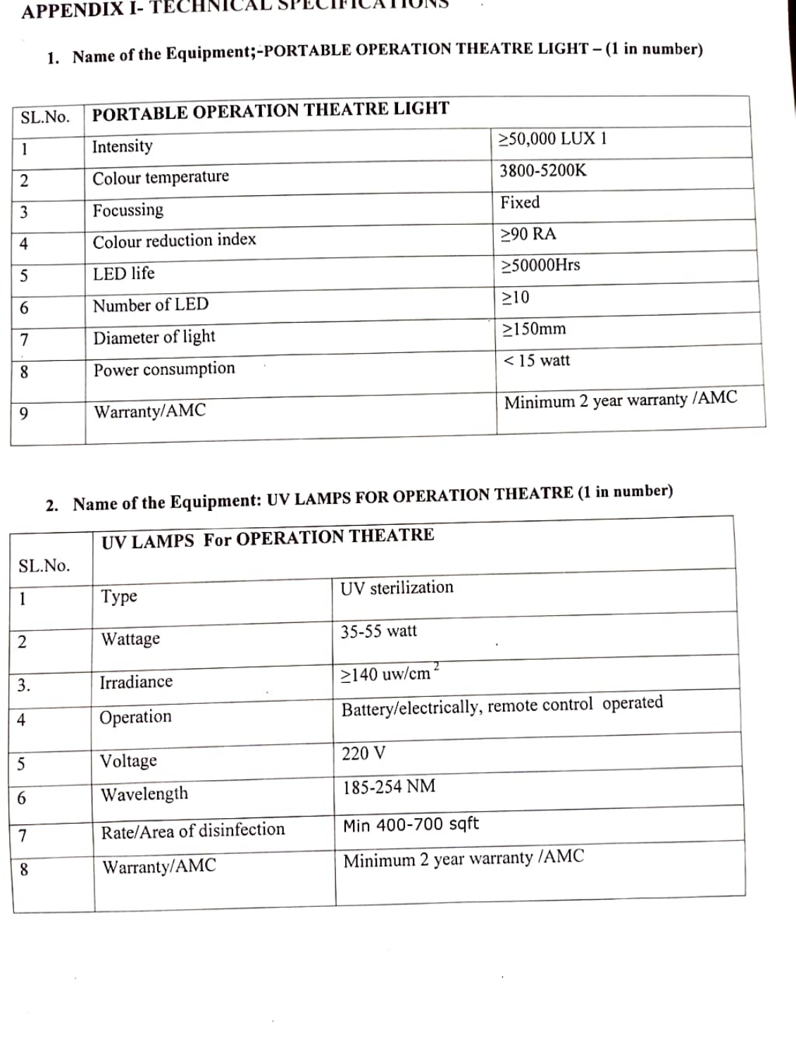## APPENDIX I- TECHNICAL SPECIFICATIONS

1. **Name of the Equipment;-PORTABLE OPERATION THEATRE LIGHT – (1 in number)**

| SL.No. | PORTABLE OPERATION THEATRE LIGHT | |
|---|---|---|
| 1 | Intensity | ≥50,000 LUX 1 |
| 2 | Colour temperature | 3800-5200K |
| 3 | Focussing | Fixed |
| 4 | Colour reduction index | ≥90 RA |
| 5 | LED life | ≥50000Hrs |
| 6 | Number of LED | ≥10 |
| 7 | Diameter of light | ≥150mm |
| 8 | Power consumption | < 15 watt |
| 9 | Warranty/AMC | Minimum 2 year warranty /AMC |

2. **Name of the Equipment: UV LAMPS FOR OPERATION THEATRE (1 in number)**

| SL.No. | UV LAMPS For OPERATION THEATRE | |
|---|---|---|
| 1 | Type | UV sterilization |
| 2 | Wattage | 35-55 watt |
| 3. | Irradiance | ≥140 $uw/cm^2$ |
| 4 | Operation | Battery/electrically, remote control operated |
| 5 | Voltage | 220 V |
| 6 | Wavelength | 185-254 NM |
| 7 | Rate/Area of disinfection | Min 400-700 sqft |
| 8 | Warranty/AMC | Minimum 2 year warranty /AMC |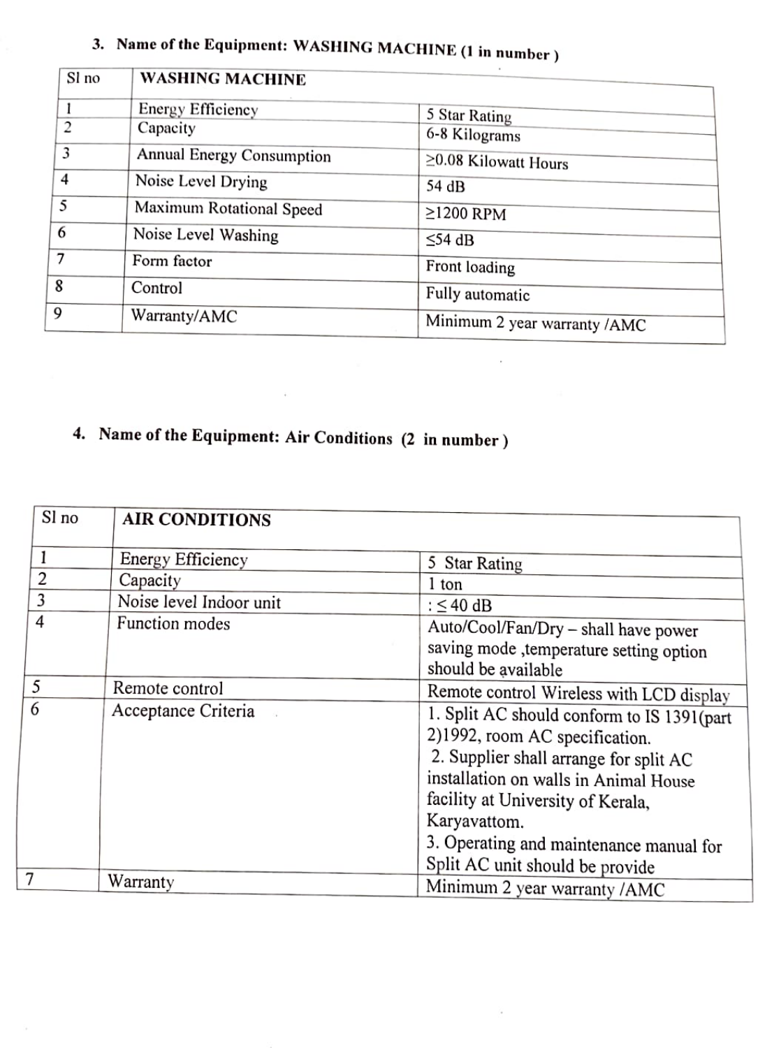3. **Name of the Equipment: WASHING MACHINE (1 in number )**

| Sl no | WASHING MACHINE | |
|---|---|---|
| 1 | Energy Efficiency | 5 Star Rating |
| 2 | Capacity | 6-8 Kilograms |
| 3 | Annual Energy Consumption | ≥0.08 Kilowatt Hours |
| 4 | Noise Level Drying | 54 dB |
| 5 | Maximum Rotational Speed | ≥1200 RPM |
| 6 | Noise Level Washing | ≤54 dB |
| 7 | Form factor | Front loading |
| 8 | Control | Fully automatic |
| 9 | Warranty/AMC | Minimum 2 year warranty /AMC |

4. **Name of the Equipment: Air Conditions (2 in number )**

| Sl no | AIR CONDITIONS | |
|---|---|---|
| 1 | Energy Efficiency | 5 Star Rating |
| 2 | Capacity | 1 ton |
| 3 | Noise level Indoor unit | : ≤ 40 dB |
| 4 | Function modes | Auto/Cool/Fan/Dry – shall have power saving mode ,temperature setting option should be available |
| 5 | Remote control | Remote control Wireless with LCD display |
| 6 | Acceptance Criteria | 1. Split AC should conform to IS 1391(part 2)1992, room AC specification.<br>2. Supplier shall arrange for split AC installation on walls in Animal House facility at University of Kerala, Karyavattom.<br>3. Operating and maintenance manual for Split AC unit should be provide |
| 7 | Warranty | Minimum 2 year warranty /AMC |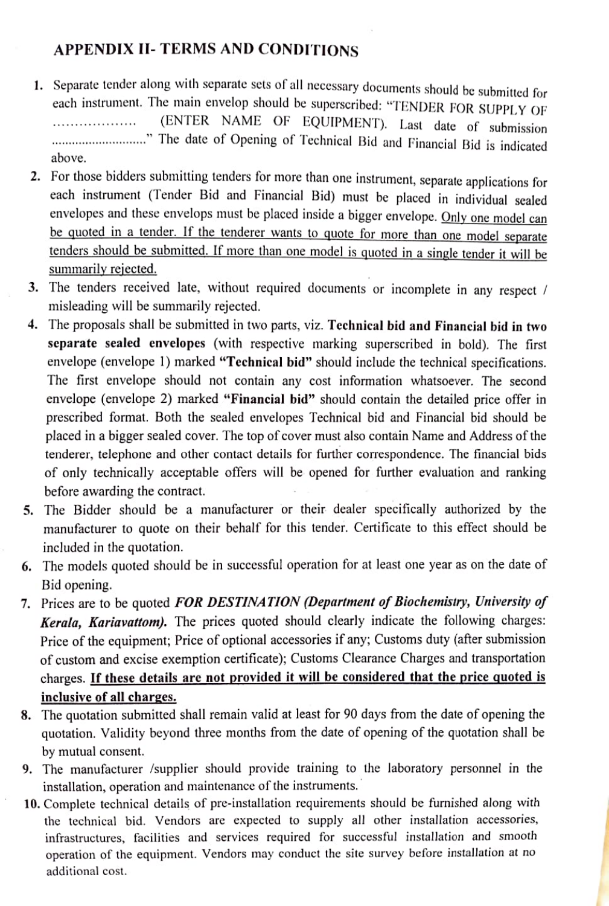## APPENDIX II- TERMS AND CONDITIONS

1. Separate tender along with separate sets of all necessary documents should be submitted for each instrument. The main envelop should be superscribed: "TENDER FOR SUPPLY OF .................... (ENTER NAME OF EQUIPMENT). Last date of submission ............................" The date of Opening of Technical Bid and Financial Bid is indicated above.
2. For those bidders submitting tenders for more than one instrument, separate applications for each instrument (Tender Bid and Financial Bid) must be placed in individual sealed envelopes and these envelops must be placed inside a bigger envelope. <u>Only one model can be quoted in a tender. If the tenderer wants to quote for more than one model separate tenders should be submitted. If more than one model is quoted in a single tender it will be summarily rejected.</u>
3. The tenders received late, without required documents or incomplete in any respect / misleading will be summarily rejected.
4. The proposals shall be submitted in two parts, viz. **Technical bid and Financial bid in two separate sealed envelopes** (with respective marking superscribed in bold). The first envelope (envelope 1) marked **"Technical bid"** should include the technical specifications. The first envelope should not contain any cost information whatsoever. The second envelope (envelope 2) marked **"Financial bid"** should contain the detailed price offer in prescribed format. Both the sealed envelopes Technical bid and Financial bid should be placed in a bigger sealed cover. The top of cover must also contain Name and Address of the tenderer, telephone and other contact details for further correspondence. The financial bids of only technically acceptable offers will be opened for further evaluation and ranking before awarding the contract.
5. The Bidder should be a manufacturer or their dealer specifically authorized by the manufacturer to quote on their behalf for this tender. Certificate to this effect should be included in the quotation.
6. The models quoted should be in successful operation for at least one year as on the date of Bid opening.
7. Prices are to be quoted ***FOR DESTINATION (Department of Biochemistry, University of Kerala, Kariavattom).*** The prices quoted should clearly indicate the following charges: Price of the equipment; Price of optional accessories if any; Customs duty (after submission of custom and excise exemption certificate); Customs Clearance Charges and transportation charges. <u>**If these details are not provided it will be considered that the price quoted is inclusive of all charges.**</u>
8. The quotation submitted shall remain valid at least for 90 days from the date of opening the quotation. Validity beyond three months from the date of opening of the quotation shall be by mutual consent.
9. The manufacturer /supplier should provide training to the laboratory personnel in the installation, operation and maintenance of the instruments.
10. Complete technical details of pre-installation requirements should be furnished along with the technical bid. Vendors are expected to supply all other installation accessories, infrastructures, facilities and services required for successful installation and smooth operation of the equipment. Vendors may conduct the site survey before installation at no additional cost.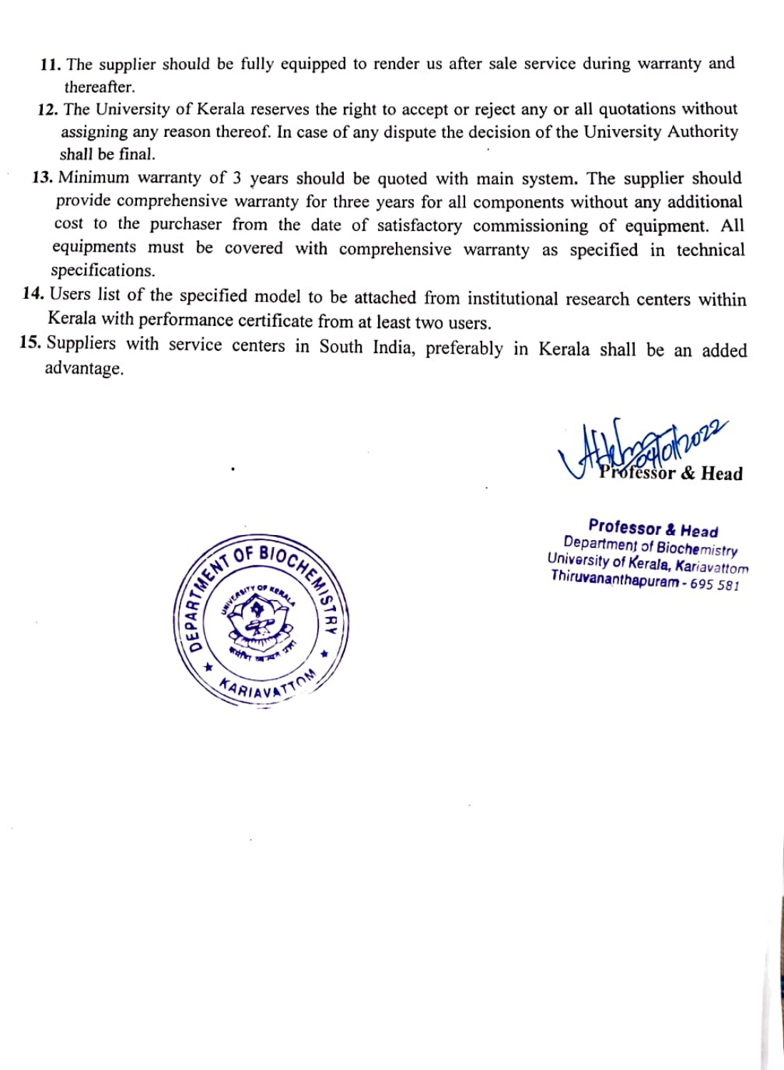11. The supplier should be fully equipped to render us after sale service during warranty and thereafter.
12. The University of Kerala reserves the right to accept or reject any or all quotations without assigning any reason thereof. In case of any dispute the decision of the University Authority shall be final.
13. Minimum warranty of 3 years should be quoted with main system. The supplier should provide comprehensive warranty for three years for all components without any additional cost to the purchaser from the date of satisfactory commissioning of equipment. All equipments must be covered with comprehensive warranty as specified in technical specifications.
14. Users list of the specified model to be attached from institutional research centers within Kerala with performance certificate from at least two users.
15. Suppliers with service centers in South India, preferably in Kerala shall be an added advantage.

Professor & Head

**Professor & Head**
Department of Biochemistry
University of Kerala, Kariavattom
Thiruvananthapuram - 695 581

DEPARTMENT OF BIOCHEMISTRY
KARIAVATTOM